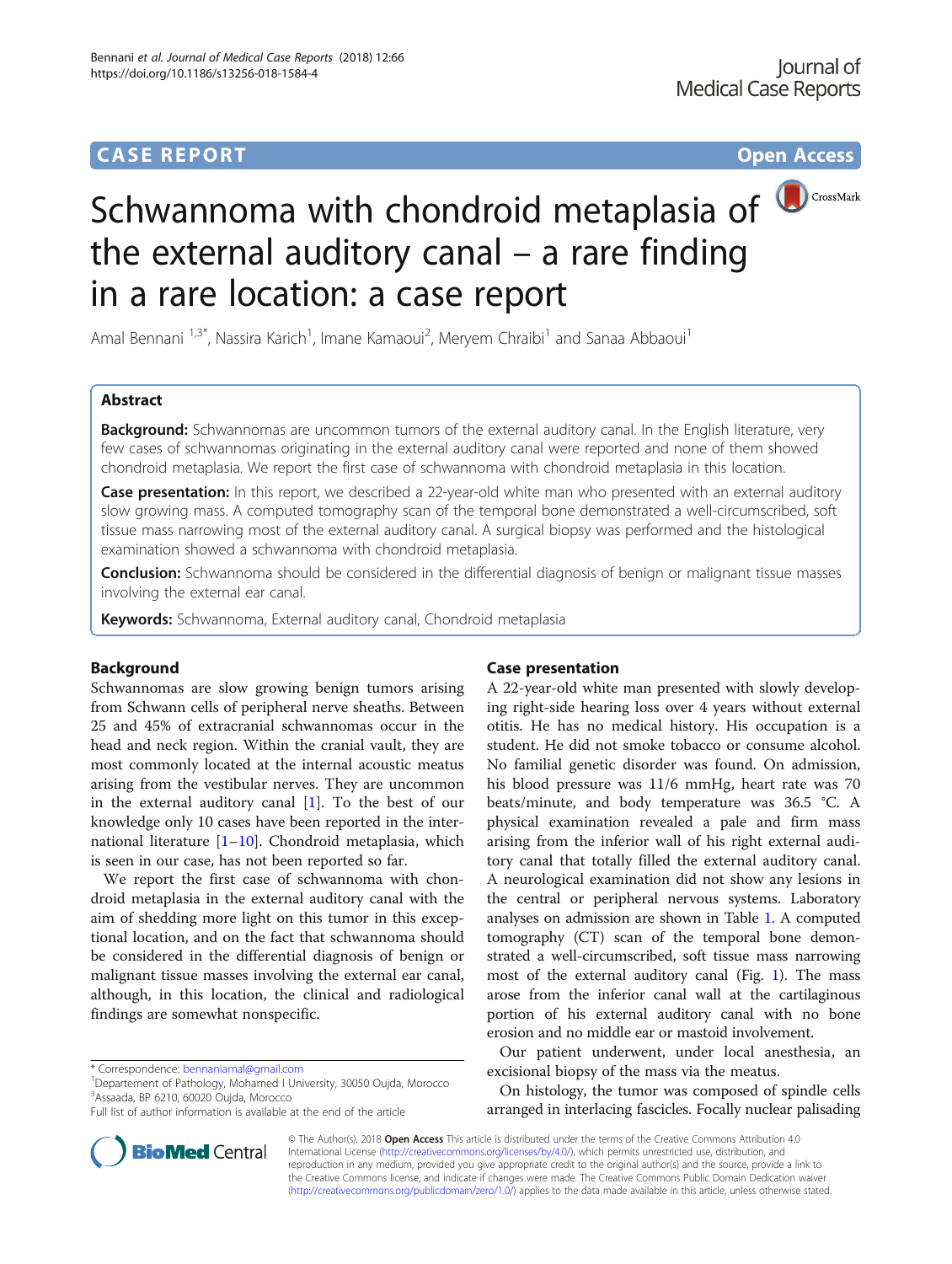# Schwannoma with chondroid metaplasia of the external auditory canal – a rare finding in a rare location: a case report

Amal Bennani[1,3*], Nassira Karich[1], Imane Kamaoui[2], Meryem Chraibi[1] and Sanaa Abbaoui[1]

## Abstract

**Background:** Schwannomas are uncommon tumors of the external auditory canal. In the English literature, very few cases of schwannomas originating in the external auditory canal were reported and none of them showed chondroid metaplasia. We report the first case of schwannoma with chondroid metaplasia in this location.

**Case presentation:** In this report, we described a 22-year-old white man who presented with an external auditory slow growing mass. A computed tomography scan of the temporal bone demonstrated a well-circumscribed, soft tissue mass narrowing most of the external auditory canal. A surgical biopsy was performed and the histological examination showed a schwannoma with chondroid metaplasia.

**Conclusion:** Schwannoma should be considered in the differential diagnosis of benign or malignant tissue masses involving the external ear canal.

**Keywords:** Schwannoma, External auditory canal, Chondroid metaplasia

## Background

Schwannomas are slow growing benign tumors arising from Schwann cells of peripheral nerve sheaths. Between 25 and 45% of extracranial schwannomas occur in the head and neck region. Within the cranial vault, they are most commonly located at the internal acoustic meatus arising from the vestibular nerves. They are uncommon in the external auditory canal [1]. To the best of our knowledge only 10 cases have been reported in the international literature [1–10]. Chondroid metaplasia, which is seen in our case, has not been reported so far.

We report the first case of schwannoma with chondroid metaplasia in the external auditory canal with the aim of shedding more light on this tumor in this exceptional location, and on the fact that schwannoma should be considered in the differential diagnosis of benign or malignant tissue masses involving the external ear canal, although, in this location, the clinical and radiological findings are somewhat nonspecific.

## Case presentation

A 22-year-old white man presented with slowly developing right-side hearing loss over 4 years without external otitis. He has no medical history. His occupation is a student. He did not smoke tobacco or consume alcohol. No familial genetic disorder was found. On admission, his blood pressure was 11/6 mmHg, heart rate was 70 beats/minute, and body temperature was 36.5 °C. A physical examination revealed a pale and firm mass arising from the inferior wall of his right external auditory canal that totally filled the external auditory canal. A neurological examination did not show any lesions in the central or peripheral nervous systems. Laboratory analyses on admission are shown in Table 1. A computed tomography (CT) scan of the temporal bone demonstrated a well-circumscribed, soft tissue mass narrowing most of the external auditory canal (Fig. 1). The mass arose from the inferior canal wall at the cartilaginous portion of his external auditory canal with no bone erosion and no middle ear or mastoid involvement.

Our patient underwent, under local anesthesia, an excisional biopsy of the mass via the meatus.

On histology, the tumor was composed of spindle cells arranged in interlacing fascicles. Focally nuclear palisading

\* Correspondence: bennaniamal@gmail.com
[1]Departement of Pathology, Mohamed I University, 30050 Oujda, Morocco
[3]Assaada, BP 6210, 60020 Oujda, Morocco
Full list of author information is available at the end of the article

© The Author(s). 2018 **Open Access** This article is distributed under the terms of the Creative Commons Attribution 4.0 International License (http://creativecommons.org/licenses/by/4.0/), which permits unrestricted use, distribution, and reproduction in any medium, provided you give appropriate credit to the original author(s) and the source, provide a link to the Creative Commons license, and indicate if changes were made. The Creative Commons Public Domain Dedication waiver (http://creativecommons.org/publicdomain/zero/1.0/) applies to the data made available in this article, unless otherwise stated.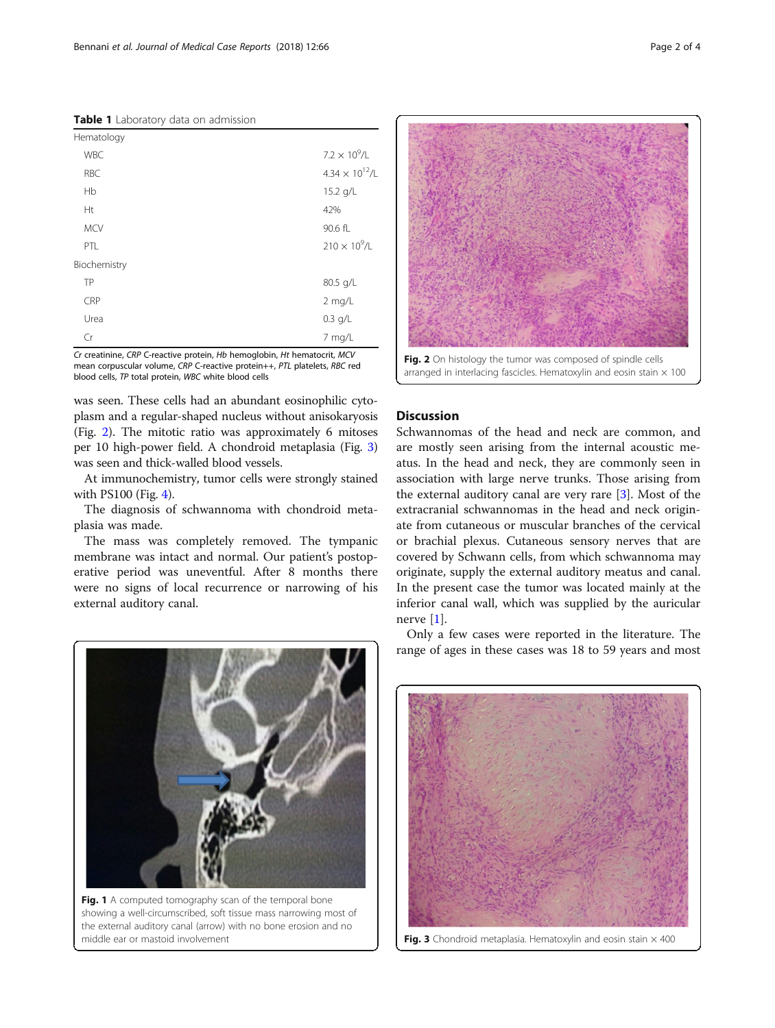**Table 1** Laboratory data on admission

| | |
|---|---|
| Hematology | |
| WBC | $7.2 \times 10^9$/L |
| RBC | $4.34 \times 10^{12}$/L |
| Hb | 15.2 g/L |
| Ht | 42% |
| MCV | 90.6 fL |
| PTL | $210 \times 10^9$/L |
| Biochemistry | |
| TP | 80.5 g/L |
| CRP | 2 mg/L |
| Urea | 0.3 g/L |
| Cr | 7 mg/L |

*Cr* creatinine, *CRP* C-reactive protein, *Hb* hemoglobin, *Ht* hematocrit, *MCV* mean corpuscular volume, *CRP* C-reactive protein++, *PTL* platelets, *RBC* red blood cells, *TP* total protein, *WBC* white blood cells

was seen. These cells had an abundant eosinophilic cytoplasm and a regular-shaped nucleus without anisokaryosis (Fig. 2). The mitotic ratio was approximately 6 mitoses per 10 high-power field. A chondroid metaplasia (Fig. 3) was seen and thick-walled blood vessels.

At immunochemistry, tumor cells were strongly stained with PS100 (Fig. 4).

The diagnosis of schwannoma with chondroid metaplasia was made.

The mass was completely removed. The tympanic membrane was intact and normal. Our patient's postoperative period was uneventful. After 8 months there were no signs of local recurrence or narrowing of his external auditory canal.

**Fig. 1** A computed tomography scan of the temporal bone showing a well-circumscribed, soft tissue mass narrowing most of the external auditory canal (arrow) with no bone erosion and no middle ear or mastoid involvement

**Fig. 2** On histology the tumor was composed of spindle cells arranged in interlacing fascicles. Hematoxylin and eosin stain × 100

## Discussion

Schwannomas of the head and neck are common, and are mostly seen arising from the internal acoustic meatus. In the head and neck, they are commonly seen in association with large nerve trunks. Those arising from the external auditory canal are very rare [3]. Most of the extracranial schwannomas in the head and neck originate from cutaneous or muscular branches of the cervical or brachial plexus. Cutaneous sensory nerves that are covered by Schwann cells, from which schwannoma may originate, supply the external auditory meatus and canal. In the present case the tumor was located mainly at the inferior canal wall, which was supplied by the auricular nerve [1].

Only a few cases were reported in the literature. The range of ages in these cases was 18 to 59 years and most

**Fig. 3** Chondroid metaplasia. Hematoxylin and eosin stain × 400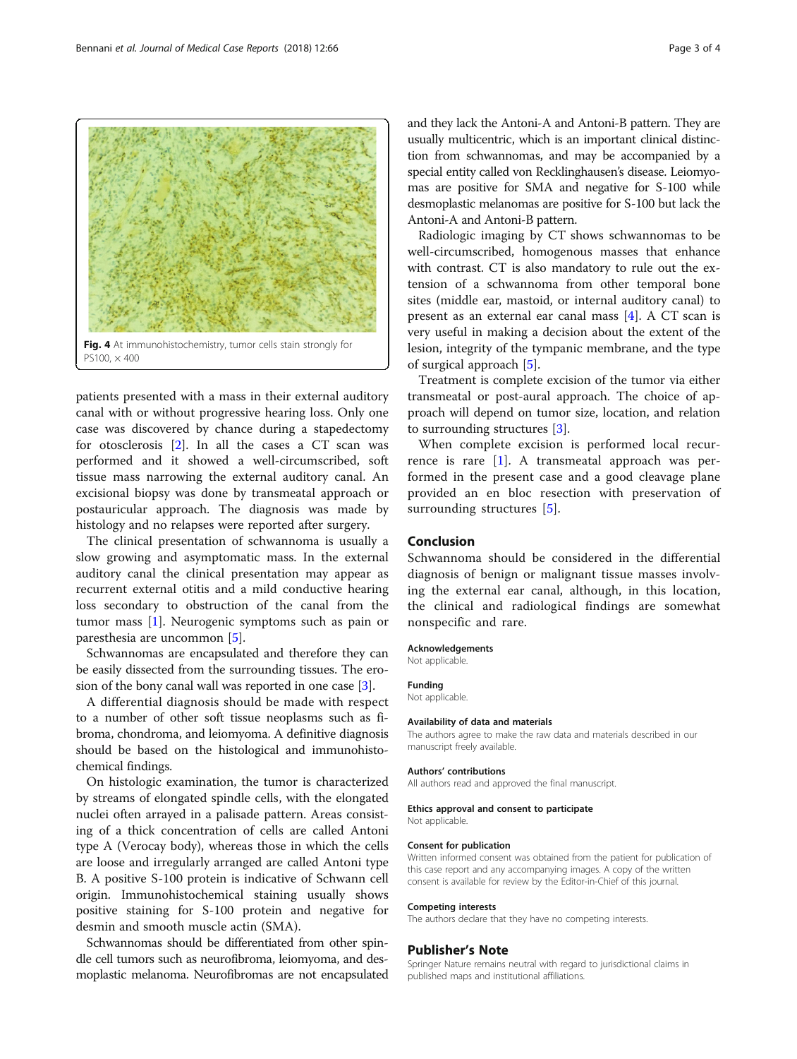Fig. 4 At immunohistochemistry, tumor cells stain strongly for PS100, × 400

patients presented with a mass in their external auditory canal with or without progressive hearing loss. Only one case was discovered by chance during a stapedectomy for otosclerosis [2]. In all the cases a CT scan was performed and it showed a well-circumscribed, soft tissue mass narrowing the external auditory canal. An excisional biopsy was done by transmeatal approach or postauricular approach. The diagnosis was made by histology and no relapses were reported after surgery.

The clinical presentation of schwannoma is usually a slow growing and asymptomatic mass. In the external auditory canal the clinical presentation may appear as recurrent external otitis and a mild conductive hearing loss secondary to obstruction of the canal from the tumor mass [1]. Neurogenic symptoms such as pain or paresthesia are uncommon [5].

Schwannomas are encapsulated and therefore they can be easily dissected from the surrounding tissues. The erosion of the bony canal wall was reported in one case [3].

A differential diagnosis should be made with respect to a number of other soft tissue neoplasms such as fibroma, chondroma, and leiomyoma. A definitive diagnosis should be based on the histological and immunohistochemical findings.

On histologic examination, the tumor is characterized by streams of elongated spindle cells, with the elongated nuclei often arrayed in a palisade pattern. Areas consisting of a thick concentration of cells are called Antoni type A (Verocay body), whereas those in which the cells are loose and irregularly arranged are called Antoni type B. A positive S-100 protein is indicative of Schwann cell origin. Immunohistochemical staining usually shows positive staining for S-100 protein and negative for desmin and smooth muscle actin (SMA).

Schwannomas should be differentiated from other spindle cell tumors such as neurofibroma, leiomyoma, and desmoplastic melanoma. Neurofibromas are not encapsulated and they lack the Antoni-A and Antoni-B pattern. They are usually multicentric, which is an important clinical distinction from schwannomas, and may be accompanied by a special entity called von Recklinghausen's disease. Leiomyomas are positive for SMA and negative for S-100 while desmoplastic melanomas are positive for S-100 but lack the Antoni-A and Antoni-B pattern.

Radiologic imaging by CT shows schwannomas to be well-circumscribed, homogenous masses that enhance with contrast. CT is also mandatory to rule out the extension of a schwannoma from other temporal bone sites (middle ear, mastoid, or internal auditory canal) to present as an external ear canal mass [4]. A CT scan is very useful in making a decision about the extent of the lesion, integrity of the tympanic membrane, and the type of surgical approach [5].

Treatment is complete excision of the tumor via either transmeatal or post-aural approach. The choice of approach will depend on tumor size, location, and relation to surrounding structures [3].

When complete excision is performed local recurrence is rare [1]. A transmeatal approach was performed in the present case and a good cleavage plane provided an en bloc resection with preservation of surrounding structures [5].

## Conclusion

Schwannoma should be considered in the differential diagnosis of benign or malignant tissue masses involving the external ear canal, although, in this location, the clinical and radiological findings are somewhat nonspecific and rare.

#### Acknowledgements

Not applicable.

#### Funding

Not applicable.

#### Availability of data and materials

The authors agree to make the raw data and materials described in our manuscript freely available.

#### Authors' contributions

All authors read and approved the final manuscript.

#### Ethics approval and consent to participate

Not applicable.

#### Consent for publication

Written informed consent was obtained from the patient for publication of this case report and any accompanying images. A copy of the written consent is available for review by the Editor-in-Chief of this journal.

#### Competing interests

The authors declare that they have no competing interests.

## Publisher's Note

Springer Nature remains neutral with regard to jurisdictional claims in published maps and institutional affiliations.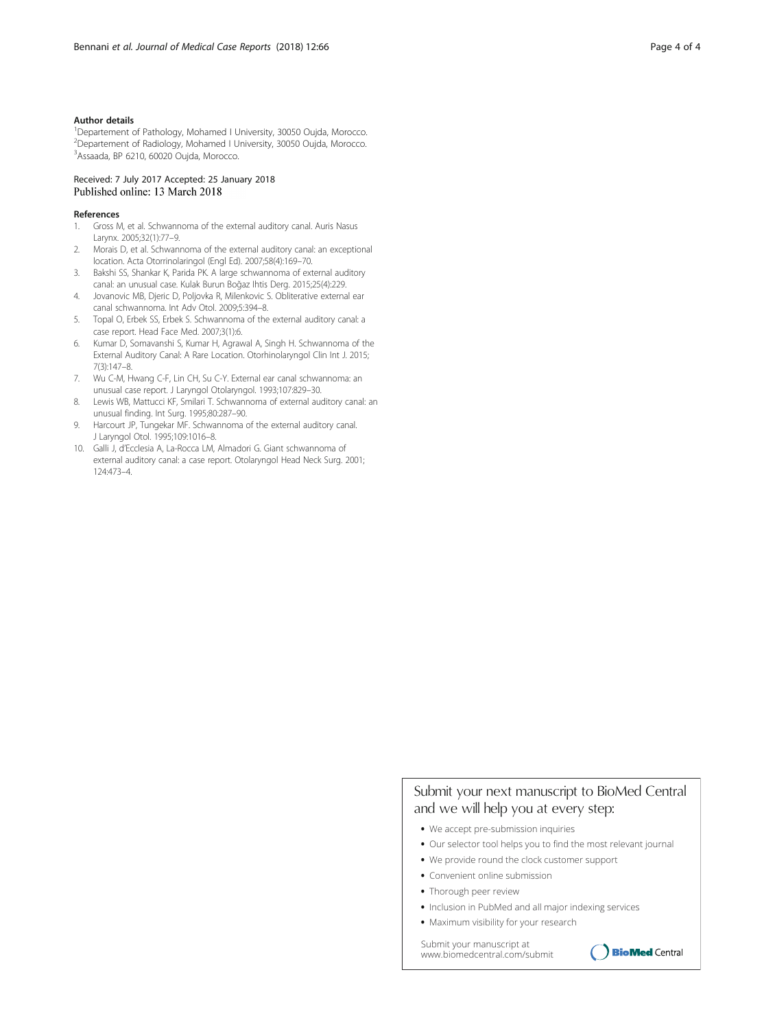### Author details

[1]Departement of Pathology, Mohamed I University, 30050 Oujda, Morocco.
[2]Departement of Radiology, Mohamed I University, 30050 Oujda, Morocco.
[3]Assaada, BP 6210, 60020 Oujda, Morocco.

Received: 7 July 2017 Accepted: 25 January 2018
Published online: 13 March 2018

### References

1. Gross M, et al. Schwannoma of the external auditory canal. Auris Nasus Larynx. 2005;32(1):77–9.
2. Morais D, et al. Schwannoma of the external auditory canal: an exceptional location. Acta Otorrinolaringol (Engl Ed). 2007;58(4):169–70.
3. Bakshi SS, Shankar K, Parida PK. A large schwannoma of external auditory canal: an unusual case. Kulak Burun Boğaz Ihtis Derg. 2015;25(4):229.
4. Jovanovic MB, Djeric D, Poljovka R, Milenkovic S. Obliterative external ear canal schwannoma. Int Adv Otol. 2009;5:394–8.
5. Topal O, Erbek SS, Erbek S. Schwannoma of the external auditory canal: a case report. Head Face Med. 2007;3(1):6.
6. Kumar D, Somavanshi S, Kumar H, Agrawal A, Singh H. Schwannoma of the External Auditory Canal: A Rare Location. Otorhinolaryngol Clin Int J. 2015; 7(3):147–8.
7. Wu C-M, Hwang C-F, Lin CH, Su C-Y. External ear canal schwannoma: an unusual case report. J Laryngol Otolaryngol. 1993;107:829–30.
8. Lewis WB, Mattucci KF, Smilari T. Schwannoma of external auditory canal: an unusual finding. Int Surg. 1995;80:287–90.
9. Harcourt JP, Tungekar MF. Schwannoma of the external auditory canal. J Laryngol Otol. 1995;109:1016–8.
10. Galli J, d'Ecclesia A, La-Rocca LM, Almadori G. Giant schwannoma of external auditory canal: a case report. Otolaryngol Head Neck Surg. 2001; 124:473–4.

Submit your next manuscript to BioMed Central and we will help you at every step:

- We accept pre-submission inquiries
- Our selector tool helps you to find the most relevant journal
- We provide round the clock customer support
- Convenient online submission
- Thorough peer review
- Inclusion in PubMed and all major indexing services
- Maximum visibility for your research

Submit your manuscript at
www.biomedcentral.com/submit

BioMed Central